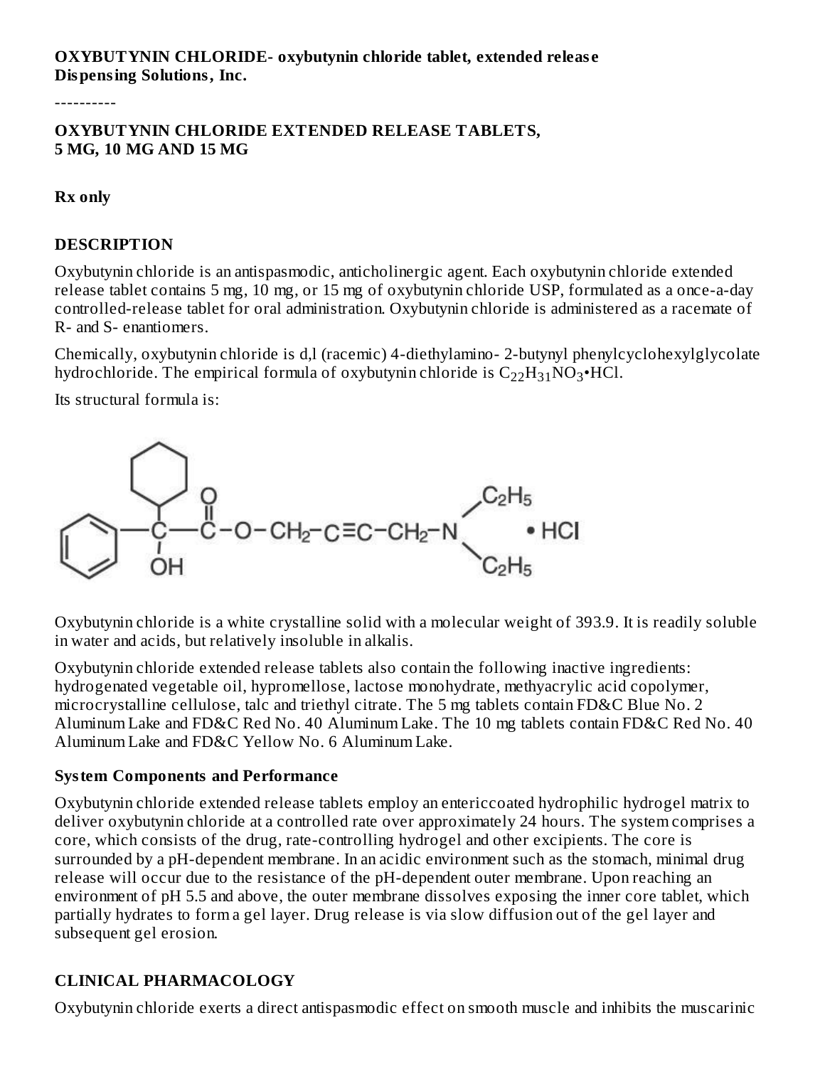**OXYBUTYNIN CHLORIDE- oxybutynin chloride tablet, extended release**
**Dispensing Solutions, Inc.**

----------

**OXYBUTYNIN CHLORIDE EXTENDED RELEASE TABLETS, 5 MG, 10 MG AND 15 MG**

**Rx only**

## DESCRIPTION

Oxybutynin chloride is an antispasmodic, anticholinergic agent. Each oxybutynin chloride extended release tablet contains 5 mg, 10 mg, or 15 mg of oxybutynin chloride USP, formulated as a once-a-day controlled-release tablet for oral administration. Oxybutynin chloride is administered as a racemate of R- and S- enantiomers.

Chemically, oxybutynin chloride is d,l (racemic) 4-diethylamino- 2-butynyl phenylcyclohexylglycolate hydrochloride. The empirical formula of oxybutynin chloride is $C_{22}H_{31}NO_3$•HCl.

Its structural formula is:

Oxybutynin chloride is a white crystalline solid with a molecular weight of 393.9. It is readily soluble in water and acids, but relatively insoluble in alkalis.

Oxybutynin chloride extended release tablets also contain the following inactive ingredients: hydrogenated vegetable oil, hypromellose, lactose monohydrate, methyacrylic acid copolymer, microcrystalline cellulose, talc and triethyl citrate. The 5 mg tablets contain FD&C Blue No. 2 Aluminum Lake and FD&C Red No. 40 Aluminum Lake. The 10 mg tablets contain FD&C Red No. 40 Aluminum Lake and FD&C Yellow No. 6 Aluminum Lake.

### System Components and Performance

Oxybutynin chloride extended release tablets employ an entericcoated hydrophilic hydrogel matrix to deliver oxybutynin chloride at a controlled rate over approximately 24 hours. The system comprises a core, which consists of the drug, rate-controlling hydrogel and other excipients. The core is surrounded by a pH-dependent membrane. In an acidic environment such as the stomach, minimal drug release will occur due to the resistance of the pH-dependent outer membrane. Upon reaching an environment of pH 5.5 and above, the outer membrane dissolves exposing the inner core tablet, which partially hydrates to form a gel layer. Drug release is via slow diffusion out of the gel layer and subsequent gel erosion.

## CLINICAL PHARMACOLOGY

Oxybutynin chloride exerts a direct antispasmodic effect on smooth muscle and inhibits the muscarinic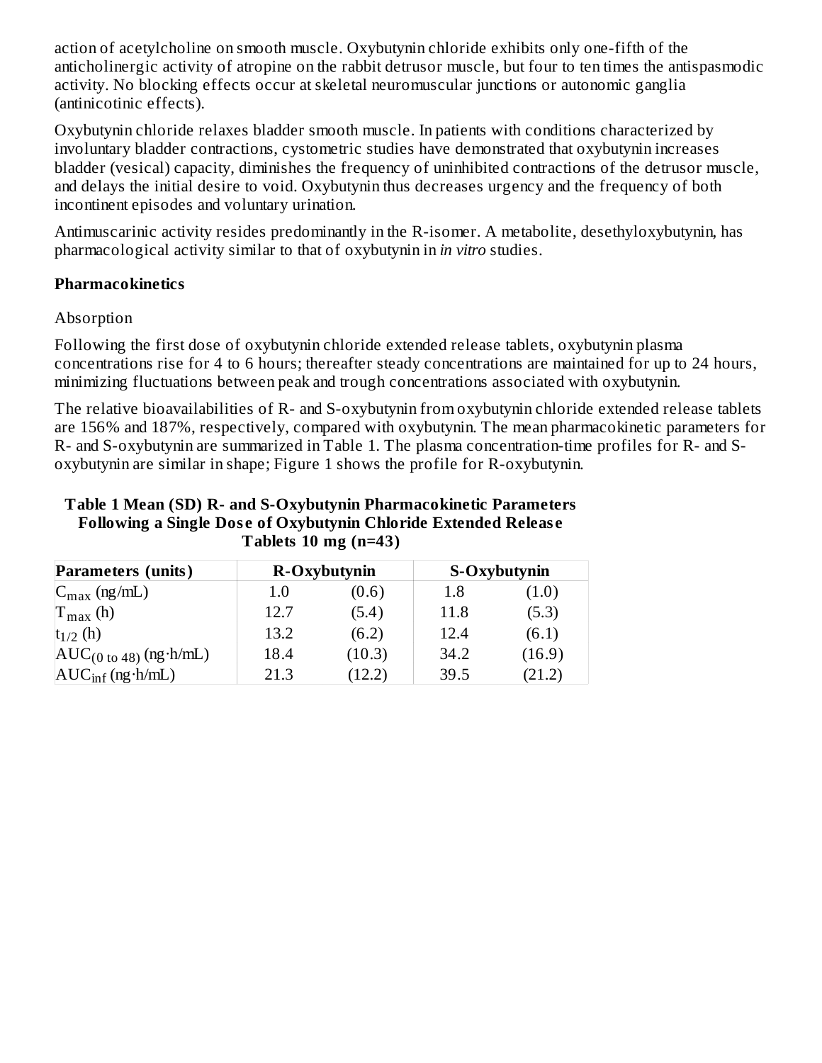action of acetylcholine on smooth muscle. Oxybutynin chloride exhibits only one-fifth of the anticholinergic activity of atropine on the rabbit detrusor muscle, but four to ten times the antispasmodic activity. No blocking effects occur at skeletal neuromuscular junctions or autonomic ganglia (antinicotinic effects).

Oxybutynin chloride relaxes bladder smooth muscle. In patients with conditions characterized by involuntary bladder contractions, cystometric studies have demonstrated that oxybutynin increases bladder (vesical) capacity, diminishes the frequency of uninhibited contractions of the detrusor muscle, and delays the initial desire to void. Oxybutynin thus decreases urgency and the frequency of both incontinent episodes and voluntary urination.

Antimuscarinic activity resides predominantly in the R-isomer. A metabolite, desethyloxybutynin, has pharmacological activity similar to that of oxybutynin in *in vitro* studies.

**Pharmacokinetics**

Absorption

Following the first dose of oxybutynin chloride extended release tablets, oxybutynin plasma concentrations rise for 4 to 6 hours; thereafter steady concentrations are maintained for up to 24 hours, minimizing fluctuations between peak and trough concentrations associated with oxybutynin.

The relative bioavailabilities of R- and S-oxybutynin from oxybutynin chloride extended release tablets are 156% and 187%, respectively, compared with oxybutynin. The mean pharmacokinetic parameters for R- and S-oxybutynin are summarized in Table 1. The plasma concentration-time profiles for R- and S-oxybutynin are similar in shape; Figure 1 shows the profile for R-oxybutynin.

**Table 1 Mean (SD) R- and S-Oxybutynin Pharmacokinetic Parameters Following a Single Dose of Oxybutynin Chloride Extended Release Tablets 10 mg (n=43)**

| Parameters (units) | R-Oxybutynin | | S-Oxybutynin | |
|---|---|---|---|---|
| $C_{max}$ (ng/mL) | 1.0 | (0.6) | 1.8 | (1.0) |
| $T_{max}$ (h) | 12.7 | (5.4) | 11.8 | (5.3) |
| $t_{1/2}$ (h) | 13.2 | (6.2) | 12.4 | (6.1) |
| $AUC_{(0\ to\ 48)}$ (ng·h/mL) | 18.4 | (10.3) | 34.2 | (16.9) |
| $AUC_{inf}$ (ng·h/mL) | 21.3 | (12.2) | 39.5 | (21.2) |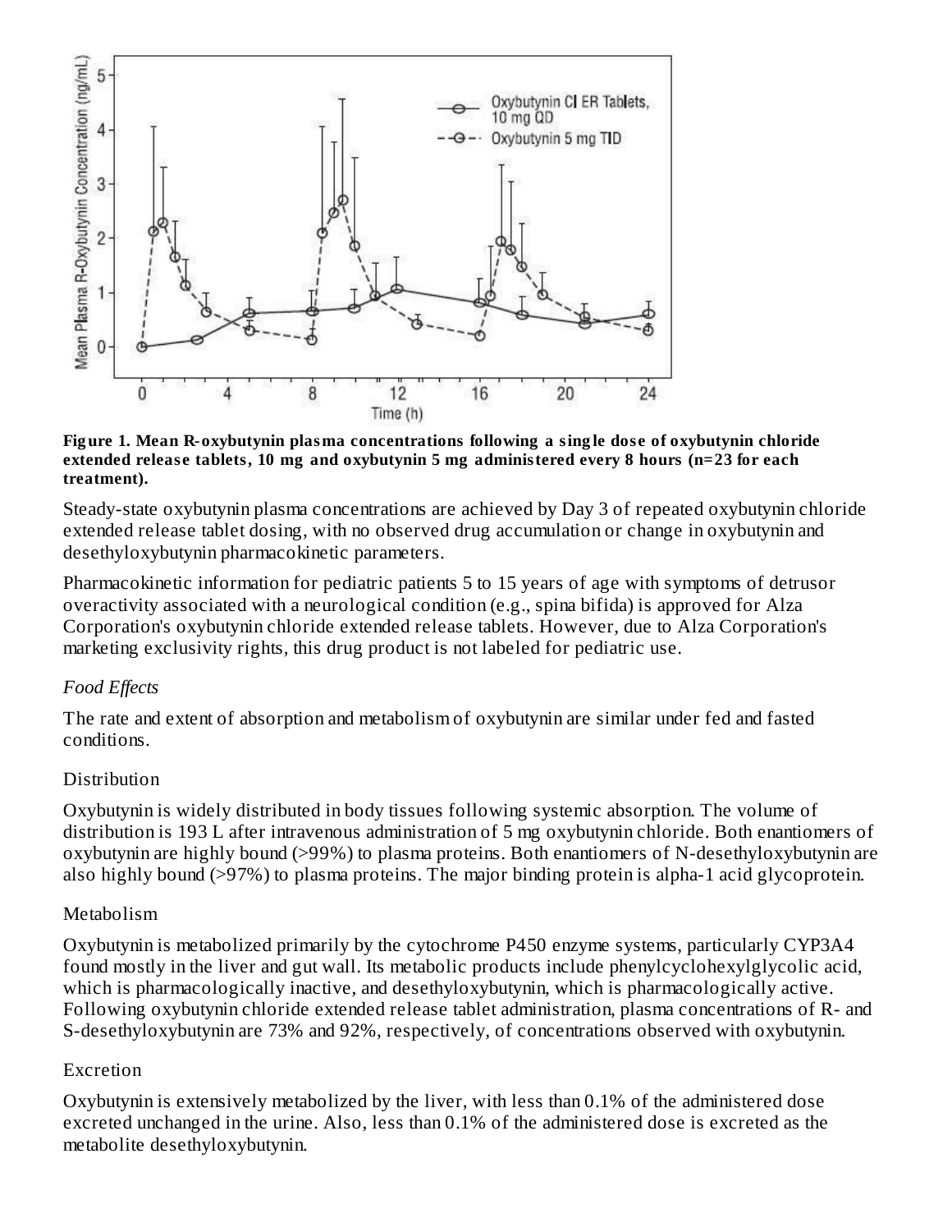**Figure 1. Mean R-oxybutynin plasma concentrations following a single dose of oxybutynin chloride extended release tablets, 10 mg and oxybutynin 5 mg administered every 8 hours (n=23 for each treatment).**

Steady-state oxybutynin plasma concentrations are achieved by Day 3 of repeated oxybutynin chloride extended release tablet dosing, with no observed drug accumulation or change in oxybutynin and desethyloxybutynin pharmacokinetic parameters.

Pharmacokinetic information for pediatric patients 5 to 15 years of age with symptoms of detrusor overactivity associated with a neurological condition (e.g., spina bifida) is approved for Alza Corporation's oxybutynin chloride extended release tablets. However, due to Alza Corporation's marketing exclusivity rights, this drug product is not labeled for pediatric use.

*Food Effects*

The rate and extent of absorption and metabolism of oxybutynin are similar under fed and fasted conditions.

Distribution

Oxybutynin is widely distributed in body tissues following systemic absorption. The volume of distribution is 193 L after intravenous administration of 5 mg oxybutynin chloride. Both enantiomers of oxybutynin are highly bound (>99%) to plasma proteins. Both enantiomers of N-desethyloxybutynin are also highly bound (>97%) to plasma proteins. The major binding protein is alpha-1 acid glycoprotein.

Metabolism

Oxybutynin is metabolized primarily by the cytochrome P450 enzyme systems, particularly CYP3A4 found mostly in the liver and gut wall. Its metabolic products include phenylcyclohexylglycolic acid, which is pharmacologically inactive, and desethyloxybutynin, which is pharmacologically active. Following oxybutynin chloride extended release tablet administration, plasma concentrations of R- and S-desethyloxybutynin are 73% and 92%, respectively, of concentrations observed with oxybutynin.

Excretion

Oxybutynin is extensively metabolized by the liver, with less than 0.1% of the administered dose excreted unchanged in the urine. Also, less than 0.1% of the administered dose is excreted as the metabolite desethyloxybutynin.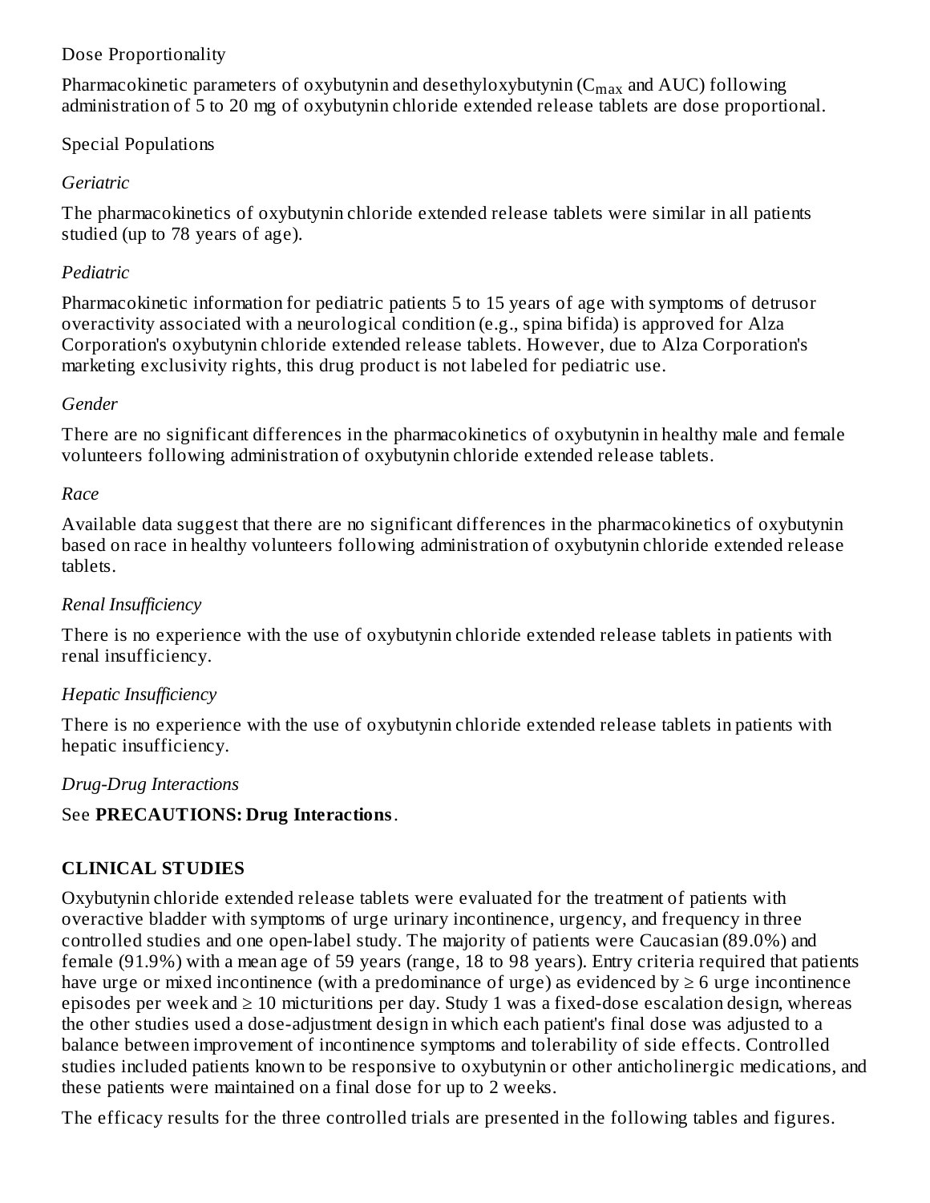Dose Proportionality

Pharmacokinetic parameters of oxybutynin and desethyloxybutynin ($C_{max}$ and AUC) following administration of 5 to 20 mg of oxybutynin chloride extended release tablets are dose proportional.

Special Populations

*Geriatric*

The pharmacokinetics of oxybutynin chloride extended release tablets were similar in all patients studied (up to 78 years of age).

*Pediatric*

Pharmacokinetic information for pediatric patients 5 to 15 years of age with symptoms of detrusor overactivity associated with a neurological condition (e.g., spina bifida) is approved for Alza Corporation's oxybutynin chloride extended release tablets. However, due to Alza Corporation's marketing exclusivity rights, this drug product is not labeled for pediatric use.

*Gender*

There are no significant differences in the pharmacokinetics of oxybutynin in healthy male and female volunteers following administration of oxybutynin chloride extended release tablets.

*Race*

Available data suggest that there are no significant differences in the pharmacokinetics of oxybutynin based on race in healthy volunteers following administration of oxybutynin chloride extended release tablets.

*Renal Insufficiency*

There is no experience with the use of oxybutynin chloride extended release tablets in patients with renal insufficiency.

*Hepatic Insufficiency*

There is no experience with the use of oxybutynin chloride extended release tablets in patients with hepatic insufficiency.

*Drug-Drug Interactions*

See **PRECAUTIONS: Drug Interactions**.

## CLINICAL STUDIES

Oxybutynin chloride extended release tablets were evaluated for the treatment of patients with overactive bladder with symptoms of urge urinary incontinence, urgency, and frequency in three controlled studies and one open-label study. The majority of patients were Caucasian (89.0%) and female (91.9%) with a mean age of 59 years (range, 18 to 98 years). Entry criteria required that patients have urge or mixed incontinence (with a predominance of urge) as evidenced by ≥ 6 urge incontinence episodes per week and ≥ 10 micturitions per day. Study 1 was a fixed-dose escalation design, whereas the other studies used a dose-adjustment design in which each patient's final dose was adjusted to a balance between improvement of incontinence symptoms and tolerability of side effects. Controlled studies included patients known to be responsive to oxybutynin or other anticholinergic medications, and these patients were maintained on a final dose for up to 2 weeks.

The efficacy results for the three controlled trials are presented in the following tables and figures.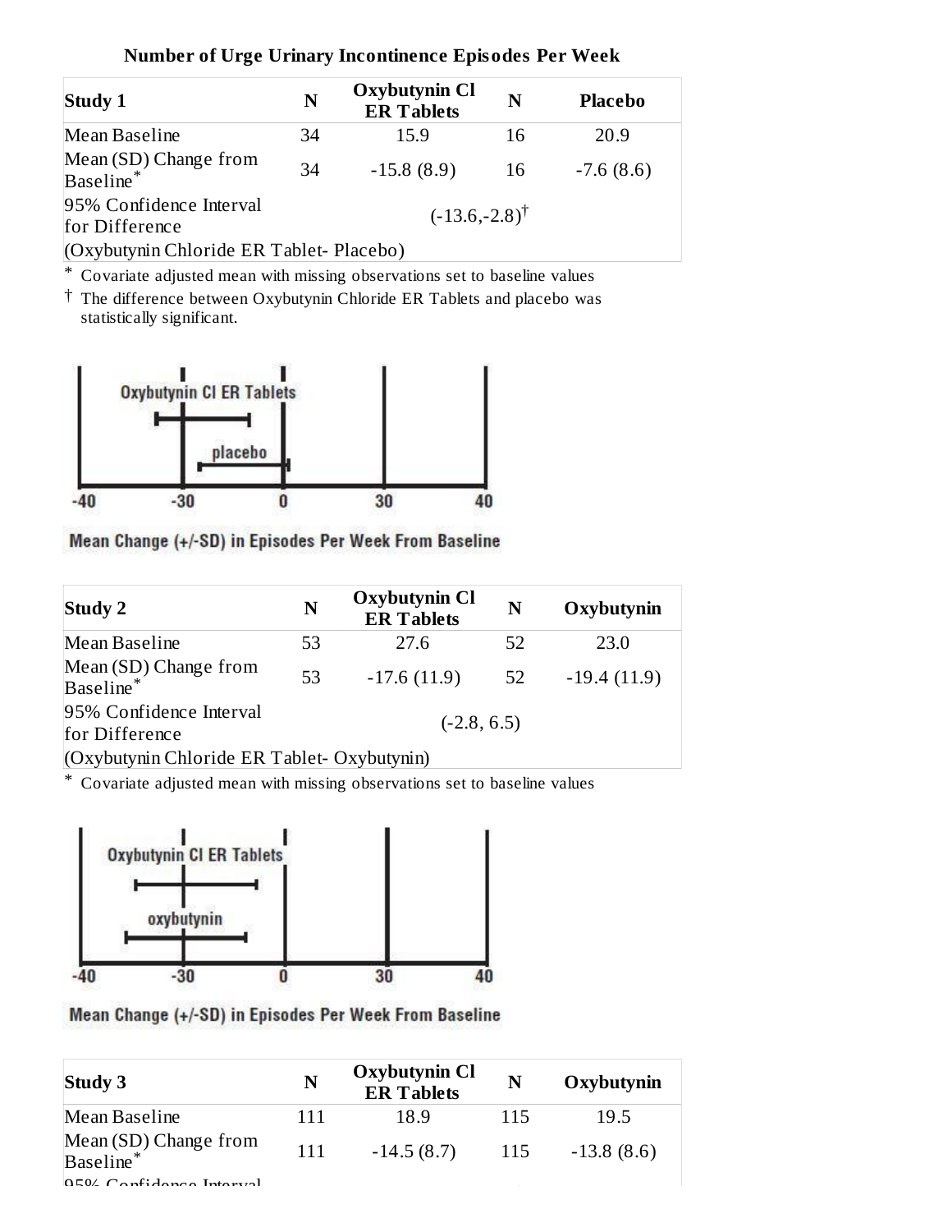**Number of Urge Urinary Incontinence Episodes Per Week**

| Study 1 | N | Oxybutynin Cl ER Tablets | N | Placebo |
|---|---|---|---|---|
| Mean Baseline | 34 | 15.9 | 16 | 20.9 |
| Mean (SD) Change from Baseline* | 34 | -15.8 (8.9) | 16 | -7.6 (8.6) |
| 95% Confidence Interval for Difference (Oxybutynin Chloride ER Tablet- Placebo) | | (-13.6,-2.8)† | | |

\* Covariate adjusted mean with missing observations set to baseline values

† The difference between Oxybutynin Chloride ER Tablets and placebo was statistically significant.

Mean Change (+/-SD) in Episodes Per Week From Baseline

| Study 2 | N | Oxybutynin Cl ER Tablets | N | Oxybutynin |
|---|---|---|---|---|
| Mean Baseline | 53 | 27.6 | 52 | 23.0 |
| Mean (SD) Change from Baseline* | 53 | -17.6 (11.9) | 52 | -19.4 (11.9) |
| 95% Confidence Interval for Difference (Oxybutynin Chloride ER Tablet- Oxybutynin) | | (-2.8, 6.5) | | |

\* Covariate adjusted mean with missing observations set to baseline values

Mean Change (+/-SD) in Episodes Per Week From Baseline

| Study 3 | N | Oxybutynin Cl ER Tablets | N | Oxybutynin |
|---|---|---|---|---|
| Mean Baseline | 111 | 18.9 | 115 | 19.5 |
| Mean (SD) Change from Baseline* | 111 | -14.5 (8.7) | 115 | -13.8 (8.6) |
| 95% Confidence Interval | | | | |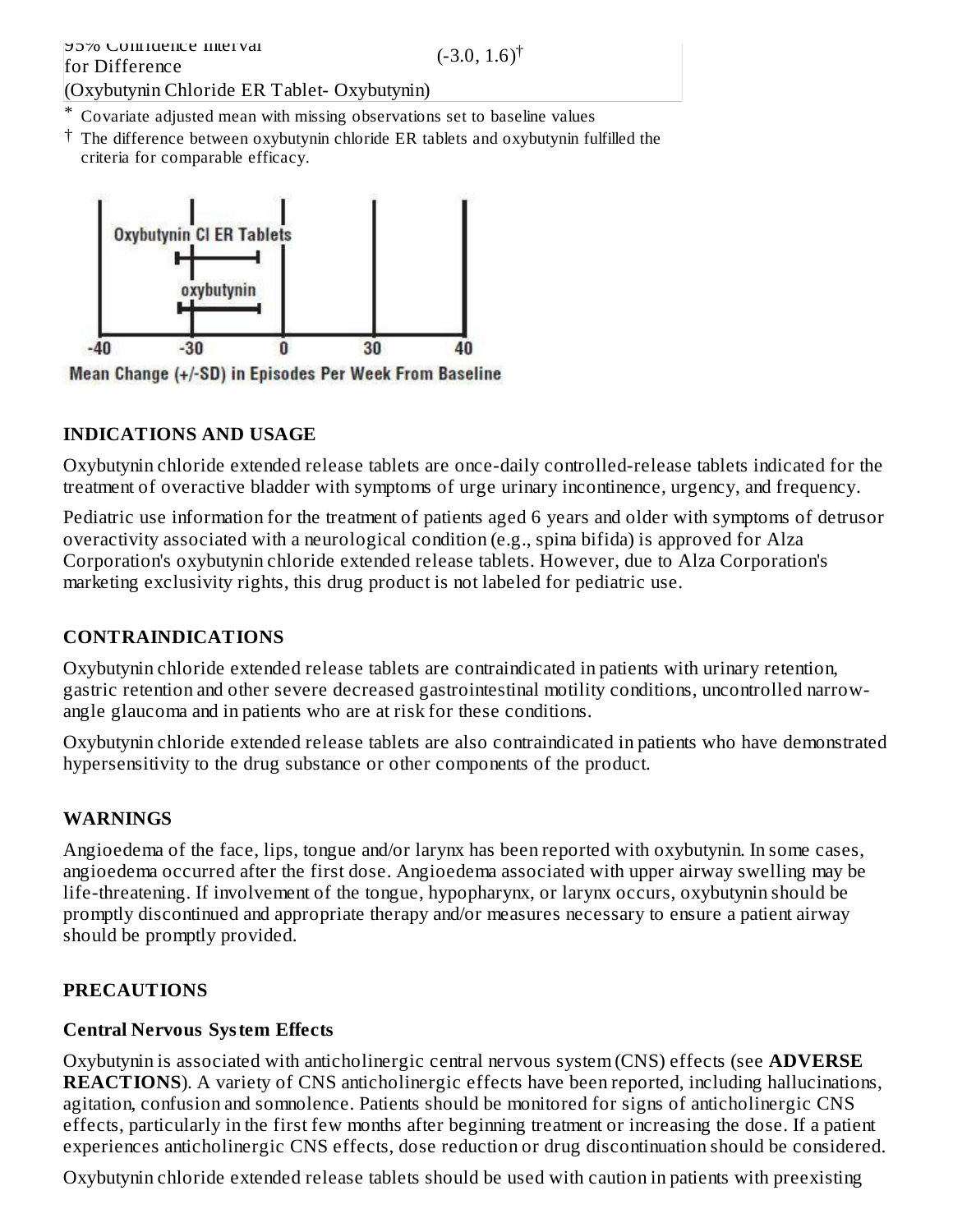| 95% Confidence Interval for Difference (Oxybutynin Chloride ER Tablet- Oxybutynin) | (-3.0, 1.6)† |
|---|---|

* Covariate adjusted mean with missing observations set to baseline values

† The difference between oxybutynin chloride ER tablets and oxybutynin fulfilled the criteria for comparable efficacy.

Mean Change (+/-SD) in Episodes Per Week From Baseline

## INDICATIONS AND USAGE

Oxybutynin chloride extended release tablets are once-daily controlled-release tablets indicated for the treatment of overactive bladder with symptoms of urge urinary incontinence, urgency, and frequency.

Pediatric use information for the treatment of patients aged 6 years and older with symptoms of detrusor overactivity associated with a neurological condition (e.g., spina bifida) is approved for Alza Corporation's oxybutynin chloride extended release tablets. However, due to Alza Corporation's marketing exclusivity rights, this drug product is not labeled for pediatric use.

## CONTRAINDICATIONS

Oxybutynin chloride extended release tablets are contraindicated in patients with urinary retention, gastric retention and other severe decreased gastrointestinal motility conditions, uncontrolled narrow-angle glaucoma and in patients who are at risk for these conditions.

Oxybutynin chloride extended release tablets are also contraindicated in patients who have demonstrated hypersensitivity to the drug substance or other components of the product.

## WARNINGS

Angioedema of the face, lips, tongue and/or larynx has been reported with oxybutynin. In some cases, angioedema occurred after the first dose. Angioedema associated with upper airway swelling may be life-threatening. If involvement of the tongue, hypopharynx, or larynx occurs, oxybutynin should be promptly discontinued and appropriate therapy and/or measures necessary to ensure a patient airway should be promptly provided.

## PRECAUTIONS

### Central Nervous System Effects

Oxybutynin is associated with anticholinergic central nervous system (CNS) effects (see **ADVERSE REACTIONS**). A variety of CNS anticholinergic effects have been reported, including hallucinations, agitation, confusion and somnolence. Patients should be monitored for signs of anticholinergic CNS effects, particularly in the first few months after beginning treatment or increasing the dose. If a patient experiences anticholinergic CNS effects, dose reduction or drug discontinuation should be considered.

Oxybutynin chloride extended release tablets should be used with caution in patients with preexisting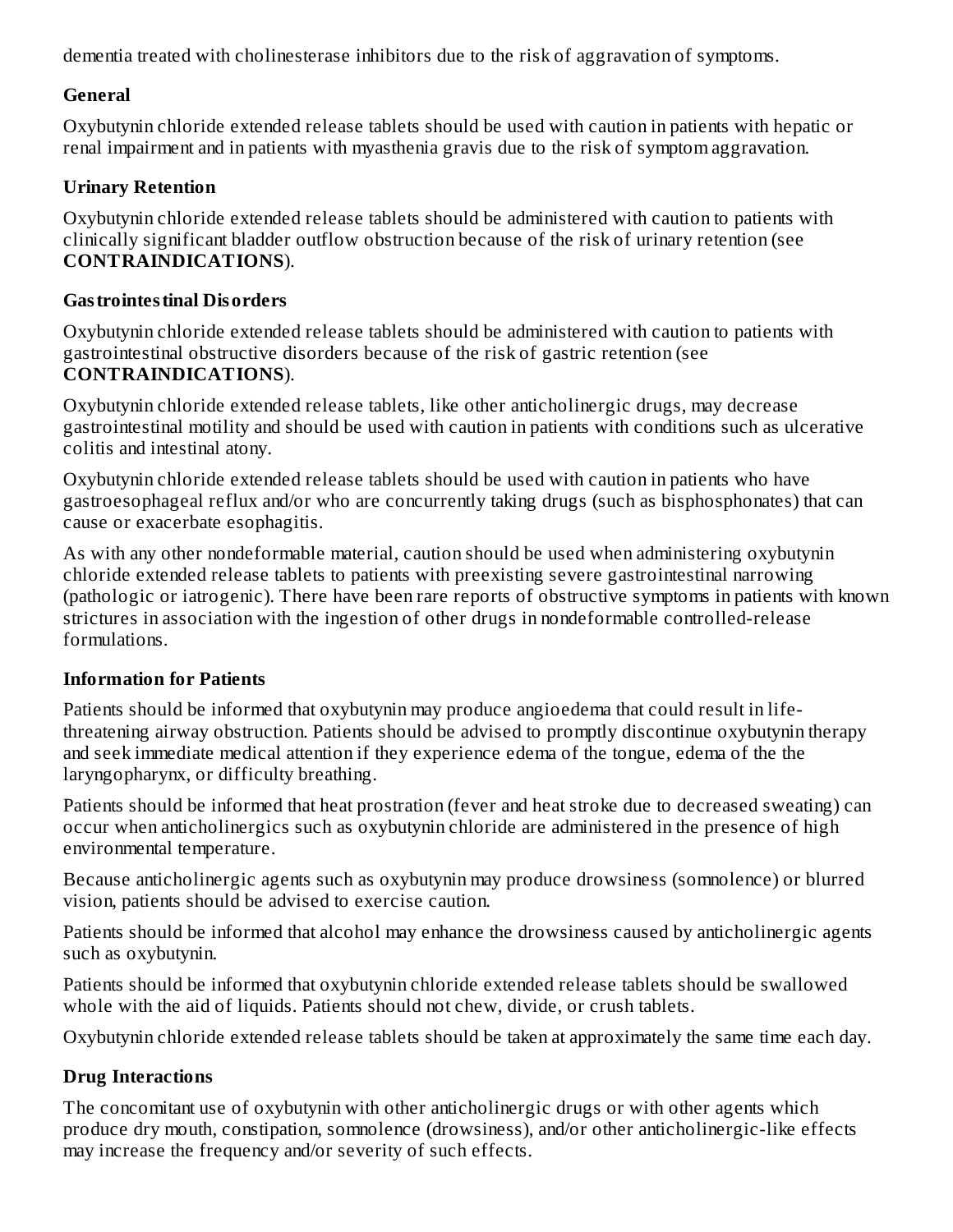dementia treated with cholinesterase inhibitors due to the risk of aggravation of symptoms.

**General**

Oxybutynin chloride extended release tablets should be used with caution in patients with hepatic or renal impairment and in patients with myasthenia gravis due to the risk of symptom aggravation.

**Urinary Retention**

Oxybutynin chloride extended release tablets should be administered with caution to patients with clinically significant bladder outflow obstruction because of the risk of urinary retention (see **CONTRAINDICATIONS**).

**Gastrointestinal Disorders**

Oxybutynin chloride extended release tablets should be administered with caution to patients with gastrointestinal obstructive disorders because of the risk of gastric retention (see **CONTRAINDICATIONS**).

Oxybutynin chloride extended release tablets, like other anticholinergic drugs, may decrease gastrointestinal motility and should be used with caution in patients with conditions such as ulcerative colitis and intestinal atony.

Oxybutynin chloride extended release tablets should be used with caution in patients who have gastroesophageal reflux and/or who are concurrently taking drugs (such as bisphosphonates) that can cause or exacerbate esophagitis.

As with any other nondeformable material, caution should be used when administering oxybutynin chloride extended release tablets to patients with preexisting severe gastrointestinal narrowing (pathologic or iatrogenic). There have been rare reports of obstructive symptoms in patients with known strictures in association with the ingestion of other drugs in nondeformable controlled-release formulations.

**Information for Patients**

Patients should be informed that oxybutynin may produce angioedema that could result in life-threatening airway obstruction. Patients should be advised to promptly discontinue oxybutynin therapy and seek immediate medical attention if they experience edema of the tongue, edema of the the laryngopharynx, or difficulty breathing.

Patients should be informed that heat prostration (fever and heat stroke due to decreased sweating) can occur when anticholinergics such as oxybutynin chloride are administered in the presence of high environmental temperature.

Because anticholinergic agents such as oxybutynin may produce drowsiness (somnolence) or blurred vision, patients should be advised to exercise caution.

Patients should be informed that alcohol may enhance the drowsiness caused by anticholinergic agents such as oxybutynin.

Patients should be informed that oxybutynin chloride extended release tablets should be swallowed whole with the aid of liquids. Patients should not chew, divide, or crush tablets.

Oxybutynin chloride extended release tablets should be taken at approximately the same time each day.

**Drug Interactions**

The concomitant use of oxybutynin with other anticholinergic drugs or with other agents which produce dry mouth, constipation, somnolence (drowsiness), and/or other anticholinergic-like effects may increase the frequency and/or severity of such effects.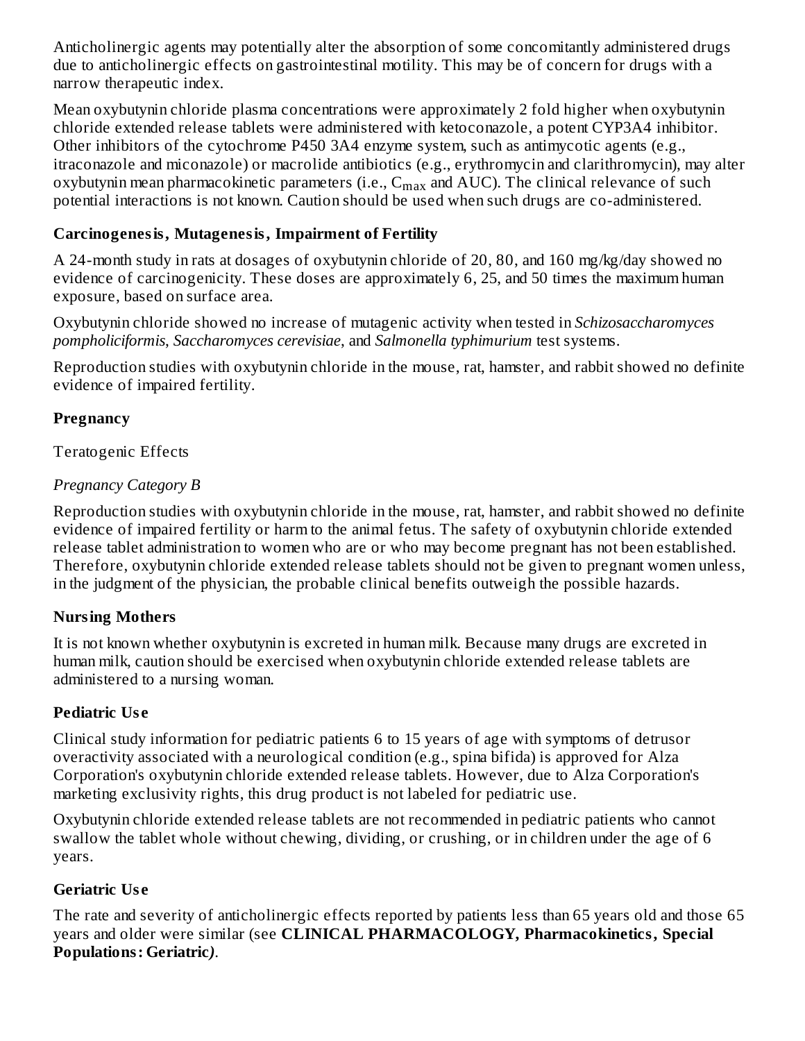Anticholinergic agents may potentially alter the absorption of some concomitantly administered drugs due to anticholinergic effects on gastrointestinal motility. This may be of concern for drugs with a narrow therapeutic index.

Mean oxybutynin chloride plasma concentrations were approximately 2 fold higher when oxybutynin chloride extended release tablets were administered with ketoconazole, a potent CYP3A4 inhibitor. Other inhibitors of the cytochrome P450 3A4 enzyme system, such as antimycotic agents (e.g., itraconazole and miconazole) or macrolide antibiotics (e.g., erythromycin and clarithromycin), may alter oxybutynin mean pharmacokinetic parameters (i.e., $C_{max}$ and AUC). The clinical relevance of such potential interactions is not known. Caution should be used when such drugs are co-administered.

**Carcinogenesis, Mutagenesis, Impairment of Fertility**

A 24-month study in rats at dosages of oxybutynin chloride of 20, 80, and 160 mg/kg/day showed no evidence of carcinogenicity. These doses are approximately 6, 25, and 50 times the maximum human exposure, based on surface area.

Oxybutynin chloride showed no increase of mutagenic activity when tested in *Schizosaccharomyces pompholiciformis*, *Saccharomyces cerevisiae*, and *Salmonella typhimurium* test systems.

Reproduction studies with oxybutynin chloride in the mouse, rat, hamster, and rabbit showed no definite evidence of impaired fertility.

**Pregnancy**

Teratogenic Effects

*Pregnancy Category B*

Reproduction studies with oxybutynin chloride in the mouse, rat, hamster, and rabbit showed no definite evidence of impaired fertility or harm to the animal fetus. The safety of oxybutynin chloride extended release tablet administration to women who are or who may become pregnant has not been established. Therefore, oxybutynin chloride extended release tablets should not be given to pregnant women unless, in the judgment of the physician, the probable clinical benefits outweigh the possible hazards.

**Nursing Mothers**

It is not known whether oxybutynin is excreted in human milk. Because many drugs are excreted in human milk, caution should be exercised when oxybutynin chloride extended release tablets are administered to a nursing woman.

**Pediatric Use**

Clinical study information for pediatric patients 6 to 15 years of age with symptoms of detrusor overactivity associated with a neurological condition (e.g., spina bifida) is approved for Alza Corporation's oxybutynin chloride extended release tablets. However, due to Alza Corporation's marketing exclusivity rights, this drug product is not labeled for pediatric use.

Oxybutynin chloride extended release tablets are not recommended in pediatric patients who cannot swallow the tablet whole without chewing, dividing, or crushing, or in children under the age of 6 years.

**Geriatric Use**

The rate and severity of anticholinergic effects reported by patients less than 65 years old and those 65 years and older were similar (see **CLINICAL PHARMACOLOGY, Pharmacokinetics, Special Populations: Geriatric*)***.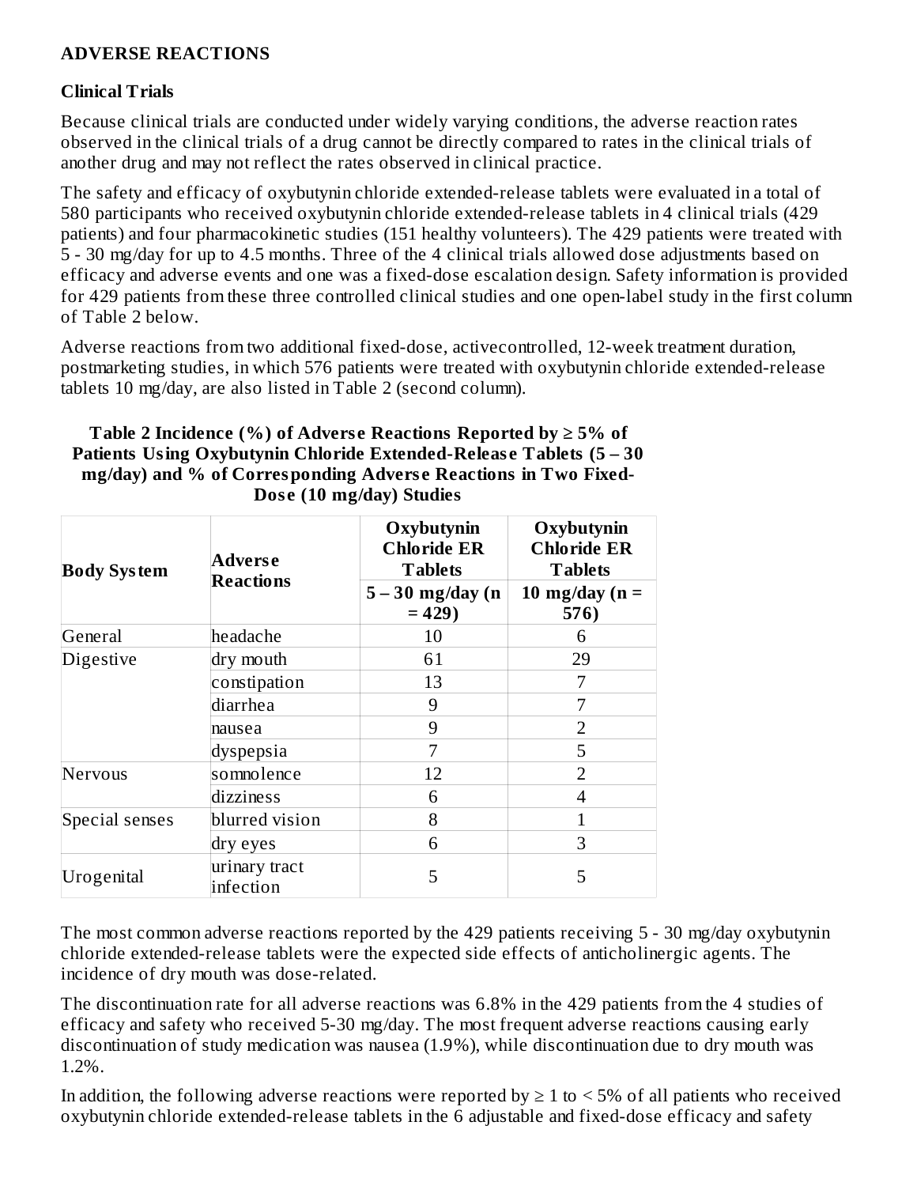## ADVERSE REACTIONS

### Clinical Trials

Because clinical trials are conducted under widely varying conditions, the adverse reaction rates observed in the clinical trials of a drug cannot be directly compared to rates in the clinical trials of another drug and may not reflect the rates observed in clinical practice.

The safety and efficacy of oxybutynin chloride extended-release tablets were evaluated in a total of 580 participants who received oxybutynin chloride extended-release tablets in 4 clinical trials (429 patients) and four pharmacokinetic studies (151 healthy volunteers). The 429 patients were treated with 5 - 30 mg/day for up to 4.5 months. Three of the 4 clinical trials allowed dose adjustments based on efficacy and adverse events and one was a fixed-dose escalation design. Safety information is provided for 429 patients from these three controlled clinical studies and one open-label study in the first column of Table 2 below.

Adverse reactions from two additional fixed-dose, activecontrolled, 12-week treatment duration, postmarketing studies, in which 576 patients were treated with oxybutynin chloride extended-release tablets 10 mg/day, are also listed in Table 2 (second column).

**Table 2 Incidence (%) of Adverse Reactions Reported by ≥ 5% of Patients Using Oxybutynin Chloride Extended-Release Tablets (5 – 30 mg/day) and % of Corresponding Adverse Reactions in Two Fixed-Dose (10 mg/day) Studies**

| Body System | Adverse Reactions | Oxybutynin Chloride ER Tablets | Oxybutynin Chloride ER Tablets |
|---|---|---|---|
| | | 5 – 30 mg/day (n = 429) | 10 mg/day (n = 576) |
| General | headache | 10 | 6 |
| Digestive | dry mouth | 61 | 29 |
| | constipation | 13 | 7 |
| | diarrhea | 9 | 7 |
| | nausea | 9 | 2 |
| | dyspepsia | 7 | 5 |
| Nervous | somnolence | 12 | 2 |
| | dizziness | 6 | 4 |
| Special senses | blurred vision | 8 | 1 |
| | dry eyes | 6 | 3 |
| Urogenital | urinary tract infection | 5 | 5 |

The most common adverse reactions reported by the 429 patients receiving 5 - 30 mg/day oxybutynin chloride extended-release tablets were the expected side effects of anticholinergic agents. The incidence of dry mouth was dose-related.

The discontinuation rate for all adverse reactions was 6.8% in the 429 patients from the 4 studies of efficacy and safety who received 5-30 mg/day. The most frequent adverse reactions causing early discontinuation of study medication was nausea (1.9%), while discontinuation due to dry mouth was 1.2%.

In addition, the following adverse reactions were reported by ≥ 1 to < 5% of all patients who received oxybutynin chloride extended-release tablets in the 6 adjustable and fixed-dose efficacy and safety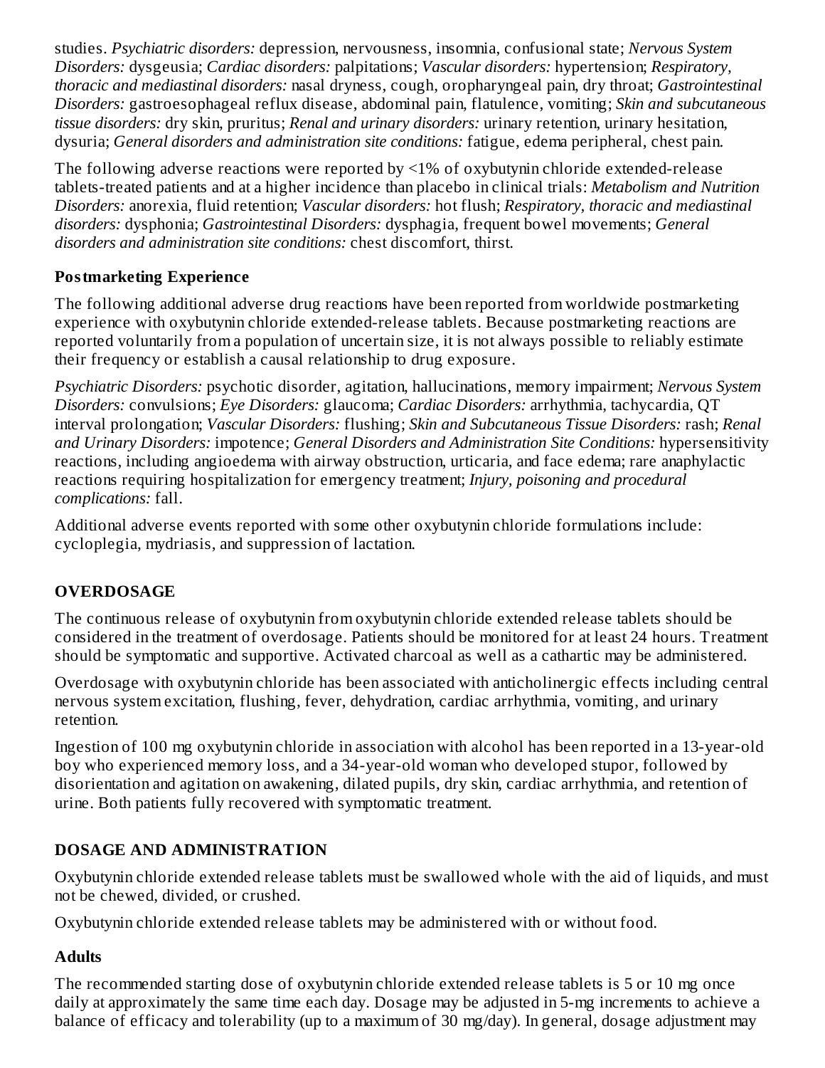studies. *Psychiatric disorders:* depression, nervousness, insomnia, confusional state; *Nervous System Disorders:* dysgeusia; *Cardiac disorders:* palpitations; *Vascular disorders:* hypertension; *Respiratory, thoracic and mediastinal disorders:* nasal dryness, cough, oropharyngeal pain, dry throat; *Gastrointestinal Disorders:* gastroesophageal reflux disease, abdominal pain, flatulence, vomiting; *Skin and subcutaneous tissue disorders:* dry skin, pruritus; *Renal and urinary disorders:* urinary retention, urinary hesitation, dysuria; *General disorders and administration site conditions:* fatigue, edema peripheral, chest pain.

The following adverse reactions were reported by <1% of oxybutynin chloride extended-release tablets-treated patients and at a higher incidence than placebo in clinical trials: *Metabolism and Nutrition Disorders:* anorexia, fluid retention; *Vascular disorders:* hot flush; *Respiratory, thoracic and mediastinal disorders:* dysphonia; *Gastrointestinal Disorders:* dysphagia, frequent bowel movements; *General disorders and administration site conditions:* chest discomfort, thirst.

### Postmarketing Experience

The following additional adverse drug reactions have been reported from worldwide postmarketing experience with oxybutynin chloride extended-release tablets. Because postmarketing reactions are reported voluntarily from a population of uncertain size, it is not always possible to reliably estimate their frequency or establish a causal relationship to drug exposure.

*Psychiatric Disorders:* psychotic disorder, agitation, hallucinations, memory impairment; *Nervous System Disorders:* convulsions; *Eye Disorders:* glaucoma; *Cardiac Disorders:* arrhythmia, tachycardia, QT interval prolongation; *Vascular Disorders:* flushing; *Skin and Subcutaneous Tissue Disorders:* rash; *Renal and Urinary Disorders:* impotence; *General Disorders and Administration Site Conditions:* hypersensitivity reactions, including angioedema with airway obstruction, urticaria, and face edema; rare anaphylactic reactions requiring hospitalization for emergency treatment; *Injury, poisoning and procedural complications:* fall.

Additional adverse events reported with some other oxybutynin chloride formulations include: cycloplegia, mydriasis, and suppression of lactation.

## OVERDOSAGE

The continuous release of oxybutynin from oxybutynin chloride extended release tablets should be considered in the treatment of overdosage. Patients should be monitored for at least 24 hours. Treatment should be symptomatic and supportive. Activated charcoal as well as a cathartic may be administered.

Overdosage with oxybutynin chloride has been associated with anticholinergic effects including central nervous system excitation, flushing, fever, dehydration, cardiac arrhythmia, vomiting, and urinary retention.

Ingestion of 100 mg oxybutynin chloride in association with alcohol has been reported in a 13-year-old boy who experienced memory loss, and a 34-year-old woman who developed stupor, followed by disorientation and agitation on awakening, dilated pupils, dry skin, cardiac arrhythmia, and retention of urine. Both patients fully recovered with symptomatic treatment.

## DOSAGE AND ADMINISTRATION

Oxybutynin chloride extended release tablets must be swallowed whole with the aid of liquids, and must not be chewed, divided, or crushed.

Oxybutynin chloride extended release tablets may be administered with or without food.

### Adults

The recommended starting dose of oxybutynin chloride extended release tablets is 5 or 10 mg once daily at approximately the same time each day. Dosage may be adjusted in 5-mg increments to achieve a balance of efficacy and tolerability (up to a maximum of 30 mg/day). In general, dosage adjustment may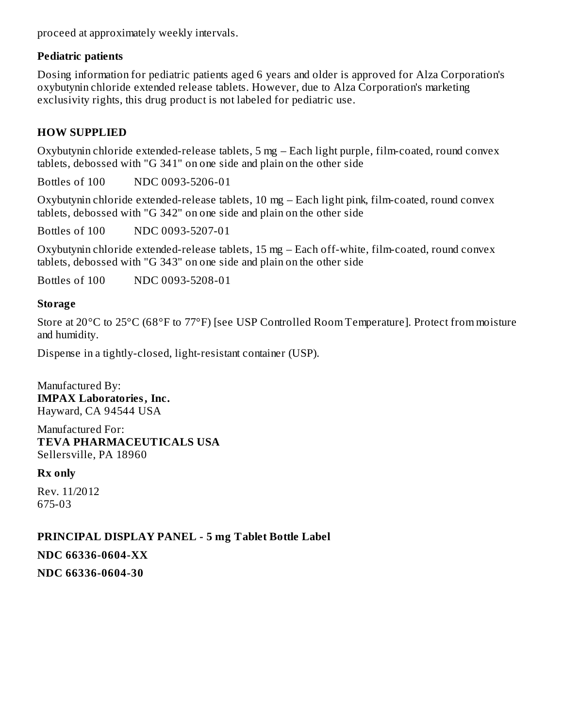proceed at approximately weekly intervals.

### Pediatric patients

Dosing information for pediatric patients aged 6 years and older is approved for Alza Corporation's oxybutynin chloride extended release tablets. However, due to Alza Corporation's marketing exclusivity rights, this drug product is not labeled for pediatric use.

## HOW SUPPLIED

Oxybutynin chloride extended-release tablets, 5 mg – Each light purple, film-coated, round convex tablets, debossed with "G 341" on one side and plain on the other side

Bottles of 100     NDC 0093-5206-01

Oxybutynin chloride extended-release tablets, 10 mg – Each light pink, film-coated, round convex tablets, debossed with "G 342" on one side and plain on the other side

Bottles of 100     NDC 0093-5207-01

Oxybutynin chloride extended-release tablets, 15 mg – Each off-white, film-coated, round convex tablets, debossed with "G 343" on one side and plain on the other side

Bottles of 100     NDC 0093-5208-01

### Storage

Store at 20°C to 25°C (68°F to 77°F) [see USP Controlled Room Temperature]. Protect from moisture and humidity.

Dispense in a tightly-closed, light-resistant container (USP).

Manufactured By:
**IMPAX Laboratories, Inc.**
Hayward, CA 94544 USA

Manufactured For:
**TEVA PHARMACEUTICALS USA**
Sellersville, PA 18960

**Rx only**

Rev. 11/2012
675-03

## PRINCIPAL DISPLAY PANEL - 5 mg Tablet Bottle Label

**NDC 66336-0604-XX**

**NDC 66336-0604-30**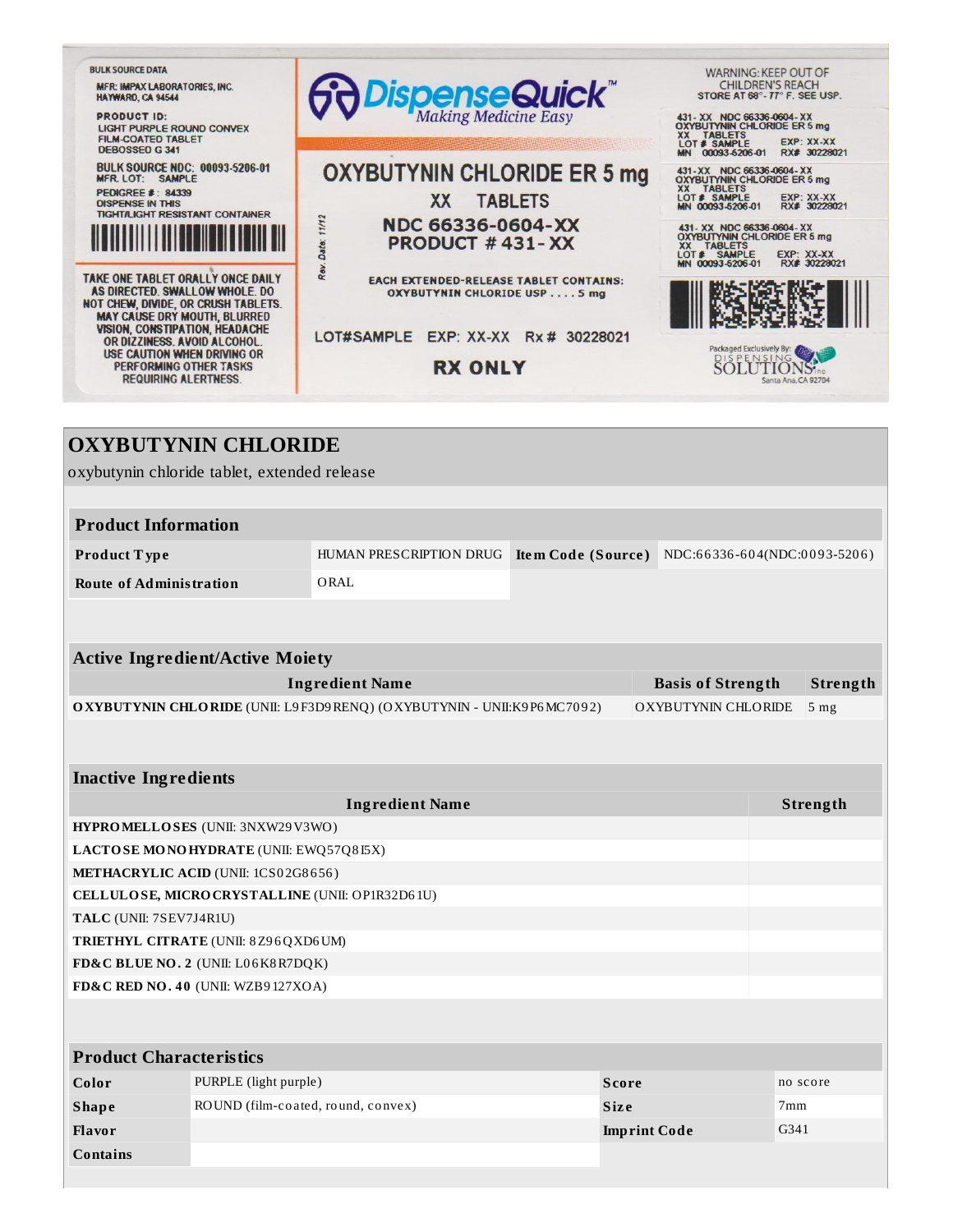BULK SOURCE DATA

MFR: IMPAX LABORATORIES, INC.
HAYWARD, CA 94544

PRODUCT ID:
LIGHT PURPLE ROUND CONVEX
FILM-COATED TABLET
DEBOSSED G 341

BULK SOURCE NDC: 00093-5206-01
MFR. LOT: SAMPLE
PEDIGREE #: 84339
DISPENSE IN THIS
TIGHT/LIGHT RESISTANT CONTAINER

TAKE ONE TABLET ORALLY ONCE DAILY AS DIRECTED. SWALLOW WHOLE. DO NOT CHEW, DIVIDE, OR CRUSH TABLETS. MAY CAUSE DRY MOUTH, BLURRED VISION, CONSTIPATION, HEADACHE OR DIZZINESS. AVOID ALCOHOL. USE CAUTION WHEN DRIVING OR PERFORMING OTHER TASKS REQUIRING ALERTNESS.

DispenseQuick™ Making Medicine Easy

OXYBUTYNIN CHLORIDE ER 5 mg

XX TABLETS

NDC 66336-0604-XX

PRODUCT # 431-XX

Rev. Date: 11/12

EACH EXTENDED-RELEASE TABLET CONTAINS:
OXYBUTYNIN CHLORIDE USP . . . . 5 mg

LOT#SAMPLE EXP: XX-XX Rx # 30228021

RX ONLY

WARNING: KEEP OUT OF CHILDREN'S REACH
STORE AT 68°- 77° F. SEE USP.

431- XX NDC 66336-0604- XX
OXYBUTYNIN CHLORIDE ER 5 mg
XX TABLETS
LOT # SAMPLE EXP: XX-XX
MN 00093-5206-01 RX# 30228021

431-XX NDC 66336-0604- XX
OXYBUTYNIN CHLORIDE ER 5 mg
XX TABLETS
LOT # SAMPLE EXP: XX-XX
MN 00093-5206-01 RX# 30228021

431- XX NDC 66336-0604- XX
OXYBUTYNIN CHLORIDE ER 5 mg
XX TABLETS
LOT # SAMPLE EXP: XX-XX
MN 00093-5206-01 RX# 30228021

Packaged Exclusively By: DISPENSING SOLUTIONS Inc
Santa Ana, CA 92704

# OXYBUTYNIN CHLORIDE

oxybutynin chloride tablet, extended release

| Product Information | | | |
|---|---|---|---|
| **Product Type** | HUMAN PRESCRIPTION DRUG | **Item Code (Source)** | NDC:66336-604(NDC:0093-5206) |
| **Route of Administration** | ORAL | | |

| Active Ingredient/Active Moiety | | |
|---|---|---|
| **Ingredient Name** | **Basis of Strength** | **Strength** |
| **OXYBUTYNIN CHLORIDE** (UNII: L9F3D9RENQ) (OXYBUTYNIN - UNII:K9P6MC7092) | OXYBUTYNIN CHLORIDE | 5 mg |

| Inactive Ingredients | |
|---|---|
| **Ingredient Name** | **Strength** |
| **HYPROMELLOSES** (UNII: 3NXW29V3WO) | |
| **LACTOSE MONOHYDRATE** (UNII: EWQ57Q8I5X) | |
| **METHACRYLIC ACID** (UNII: 1CS02G8656) | |
| **CELLULOSE, MICROCRYSTALLINE** (UNII: OP1R32D61U) | |
| **TALC** (UNII: 7SEV7J4R1U) | |
| **TRIETHYL CITRATE** (UNII: 8Z96QXD6UM) | |
| **FD&C BLUE NO. 2** (UNII: L06K8R7DQK) | |
| **FD&C RED NO. 40** (UNII: WZB9127XOA) | |

| Product Characteristics | | | |
|---|---|---|---|
| **Color** | PURPLE (light purple) | **Score** | no score |
| **Shape** | ROUND (film-coated, round, convex) | **Size** | 7mm |
| **Flavor** | | **Imprint Code** | G341 |
| **Contains** | | | |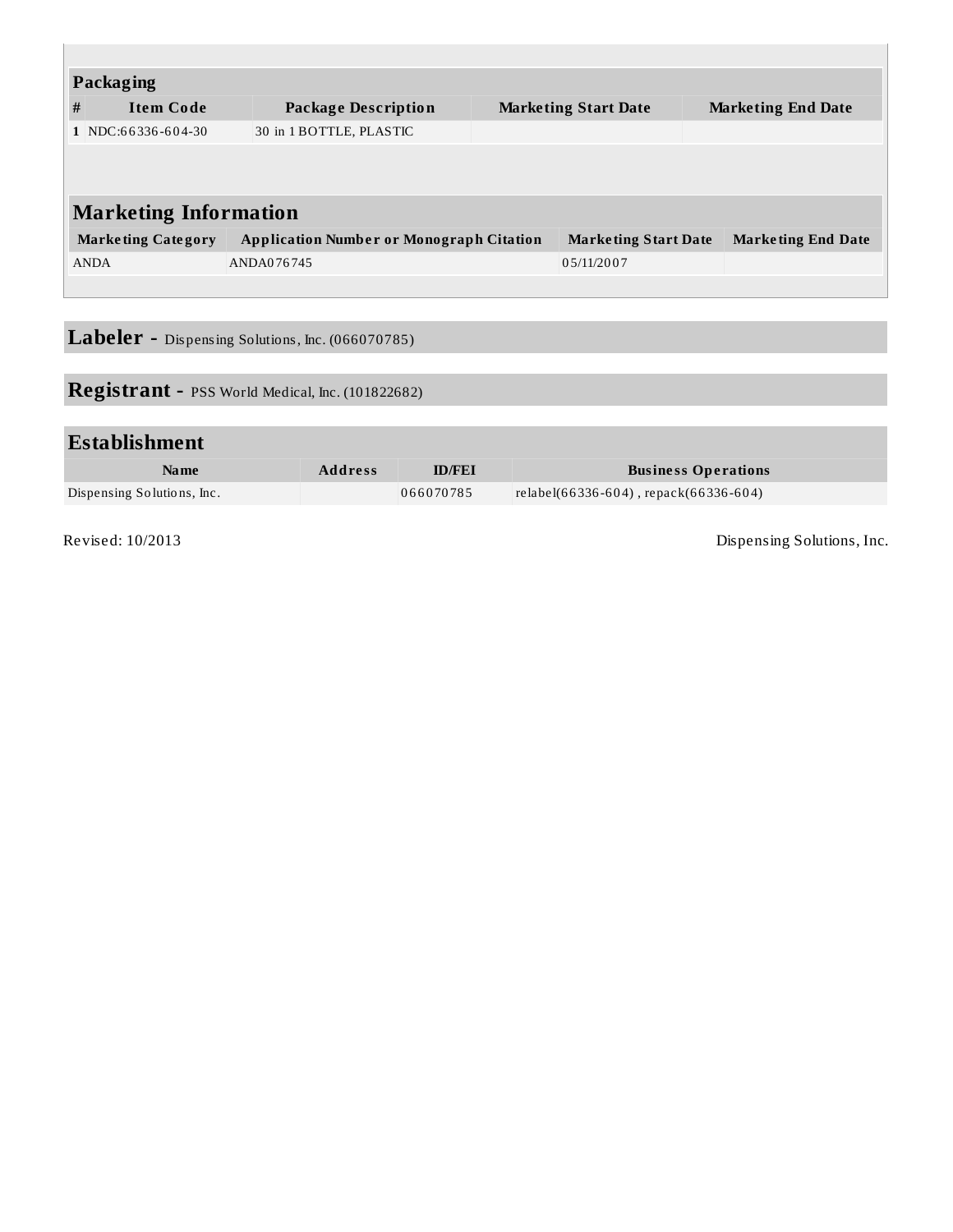| Packaging | | | | |
|---|---|---|---|---|
| # | Item Code | Package Description | Marketing Start Date | Marketing End Date |
| 1 | NDC:66336-604-30 | 30 in 1 BOTTLE, PLASTIC | | |

## Marketing Information

| Marketing Category | Application Number or Monograph Citation | Marketing Start Date | Marketing End Date |
|---|---|---|---|
| ANDA | ANDA076745 | 05/11/2007 | |

## Labeler - Dispensing Solutions, Inc. (066070785)

## Registrant - PSS World Medical, Inc. (101822682)

## Establishment

| Name | Address | ID/FEI | Business Operations |
|---|---|---|---|
| Dispensing Solutions, Inc. | | 066070785 | relabel(66336-604) , repack(66336-604) |

Revised: 10/2013

Dispensing Solutions, Inc.